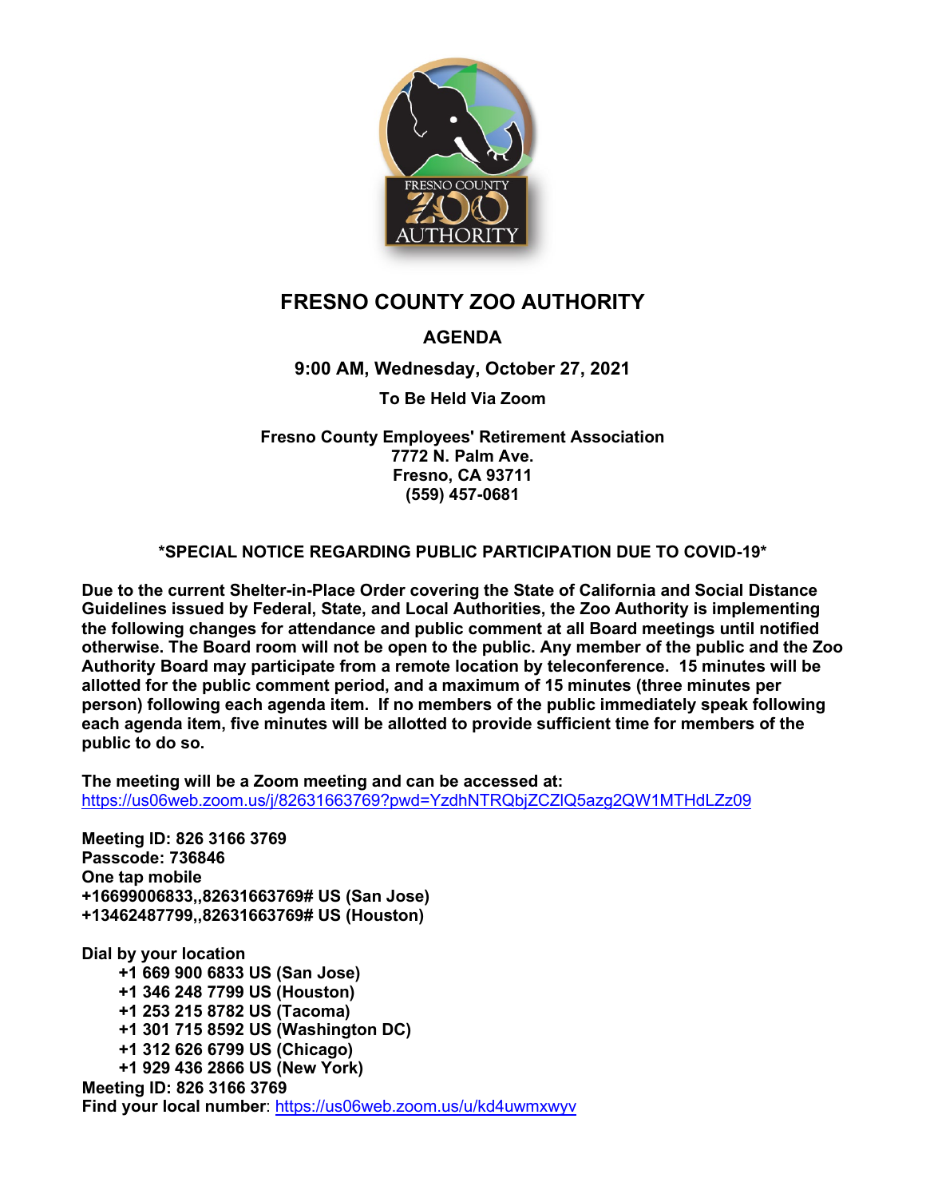# FRESNO COUNTY ZOO AUTHORITY

## AGENDA

**9:00 AM, Wednesday, October 27, 2021**

**To Be Held Via Zoom**

**Fresno County Employees' Retirement Association**
**7772 N. Palm Ave.**
**Fresno, CA 93711**
**(559) 457-0681**

**\*SPECIAL NOTICE REGARDING PUBLIC PARTICIPATION DUE TO COVID-19\***

**Due to the current Shelter-in-Place Order covering the State of California and Social Distance Guidelines issued by Federal, State, and Local Authorities, the Zoo Authority is implementing the following changes for attendance and public comment at all Board meetings until notified otherwise. The Board room will not be open to the public. Any member of the public and the Zoo Authority Board may participate from a remote location by teleconference. 15 minutes will be allotted for the public comment period, and a maximum of 15 minutes (three minutes per person) following each agenda item. If no members of the public immediately speak following each agenda item, five minutes will be allotted to provide sufficient time for members of the public to do so.**

**The meeting will be a Zoom meeting and can be accessed at:**
https://us06web.zoom.us/j/82631663769?pwd=YzdhNTRQbjZCZlQ5azg2QW1MTHdLZz09

**Meeting ID: 826 3166 3769**
**Passcode: 736846**
**One tap mobile**
**+16699006833,,82631663769# US (San Jose)**
**+13462487799,,82631663769# US (Houston)**

**Dial by your location**
- **+1 669 900 6833 US (San Jose)**
- **+1 346 248 7799 US (Houston)**
- **+1 253 215 8782 US (Tacoma)**
- **+1 301 715 8592 US (Washington DC)**
- **+1 312 626 6799 US (Chicago)**
- **+1 929 436 2866 US (New York)**

**Meeting ID: 826 3166 3769**
**Find your local number**: https://us06web.zoom.us/u/kd4uwmxwyv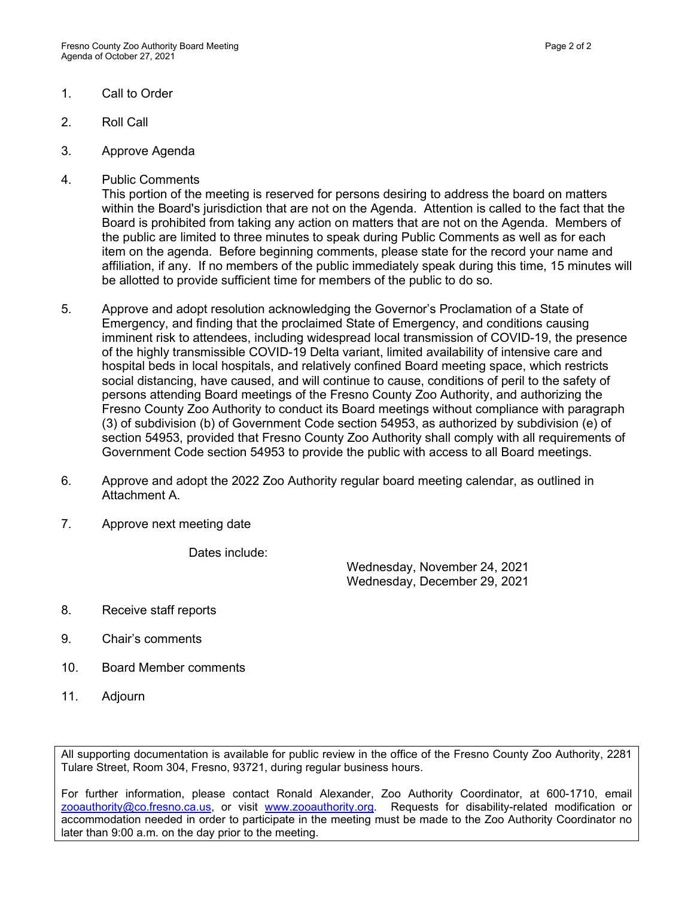1. Call to Order

2. Roll Call

3. Approve Agenda

4. Public Comments
   This portion of the meeting is reserved for persons desiring to address the board on matters within the Board's jurisdiction that are not on the Agenda. Attention is called to the fact that the Board is prohibited from taking any action on matters that are not on the Agenda. Members of the public are limited to three minutes to speak during Public Comments as well as for each item on the agenda. Before beginning comments, please state for the record your name and affiliation, if any. If no members of the public immediately speak during this time, 15 minutes will be allotted to provide sufficient time for members of the public to do so.

5. Approve and adopt resolution acknowledging the Governor's Proclamation of a State of Emergency, and finding that the proclaimed State of Emergency, and conditions causing imminent risk to attendees, including widespread local transmission of COVID-19, the presence of the highly transmissible COVID-19 Delta variant, limited availability of intensive care and hospital beds in local hospitals, and relatively confined Board meeting space, which restricts social distancing, have caused, and will continue to cause, conditions of peril to the safety of persons attending Board meetings of the Fresno County Zoo Authority, and authorizing the Fresno County Zoo Authority to conduct its Board meetings without compliance with paragraph (3) of subdivision (b) of Government Code section 54953, as authorized by subdivision (e) of section 54953, provided that Fresno County Zoo Authority shall comply with all requirements of Government Code section 54953 to provide the public with access to all Board meetings.

6. Approve and adopt the 2022 Zoo Authority regular board meeting calendar, as outlined in Attachment A.

7. Approve next meeting date

   Dates include:

   Wednesday, November 24, 2021
   Wednesday, December 29, 2021

8. Receive staff reports

9. Chair's comments

10. Board Member comments

11. Adjourn

All supporting documentation is available for public review in the office of the Fresno County Zoo Authority, 2281 Tulare Street, Room 304, Fresno, 93721, during regular business hours.

For further information, please contact Ronald Alexander, Zoo Authority Coordinator, at 600-1710, email zooauthority@co.fresno.ca.us, or visit www.zooauthority.org. Requests for disability-related modification or accommodation needed in order to participate in the meeting must be made to the Zoo Authority Coordinator no later than 9:00 a.m. on the day prior to the meeting.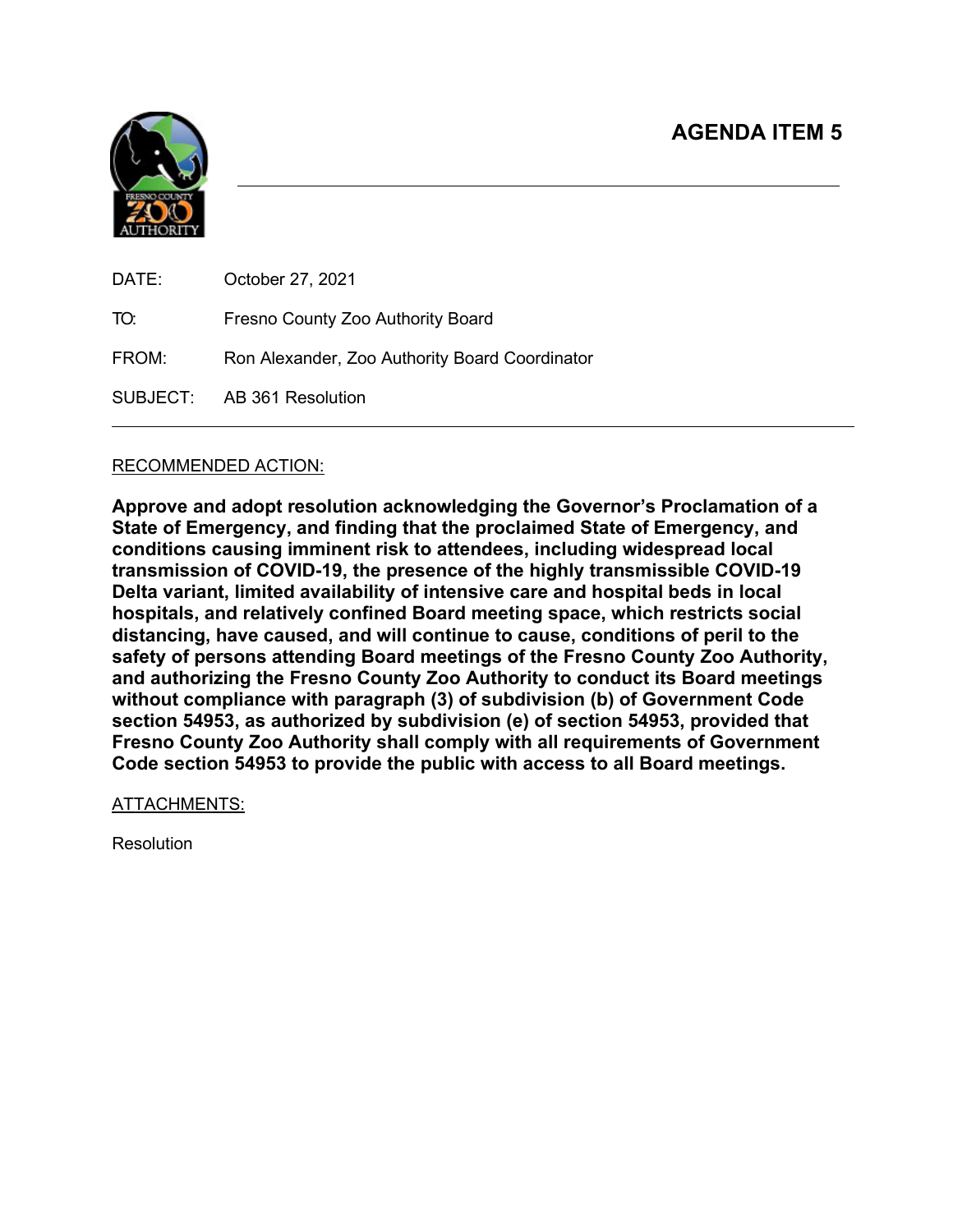# AGENDA ITEM 5

DATE: October 27, 2021

TO: Fresno County Zoo Authority Board

FROM: Ron Alexander, Zoo Authority Board Coordinator

SUBJECT: AB 361 Resolution

---

RECOMMENDED ACTION:

**Approve and adopt resolution acknowledging the Governor's Proclamation of a State of Emergency, and finding that the proclaimed State of Emergency, and conditions causing imminent risk to attendees, including widespread local transmission of COVID-19, the presence of the highly transmissible COVID-19 Delta variant, limited availability of intensive care and hospital beds in local hospitals, and relatively confined Board meeting space, which restricts social distancing, have caused, and will continue to cause, conditions of peril to the safety of persons attending Board meetings of the Fresno County Zoo Authority, and authorizing the Fresno County Zoo Authority to conduct its Board meetings without compliance with paragraph (3) of subdivision (b) of Government Code section 54953, as authorized by subdivision (e) of section 54953, provided that Fresno County Zoo Authority shall comply with all requirements of Government Code section 54953 to provide the public with access to all Board meetings.**

ATTACHMENTS:

Resolution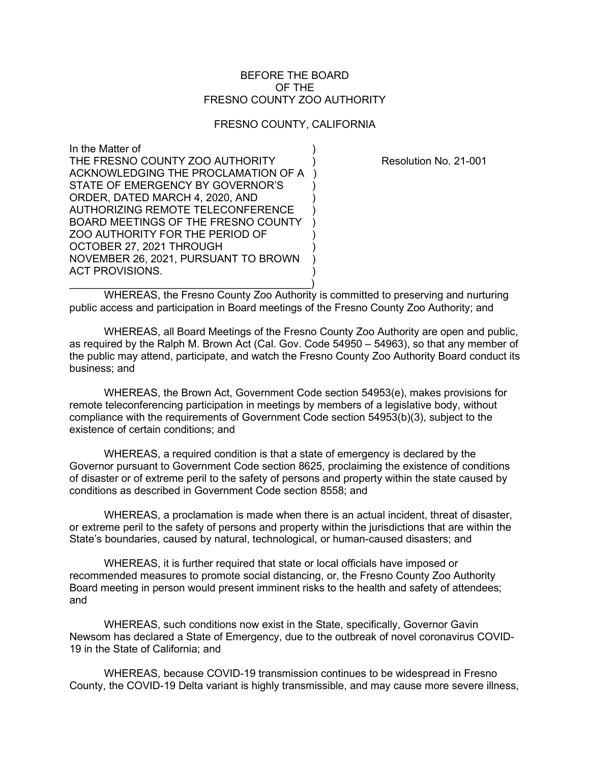BEFORE THE BOARD
OF THE
FRESNO COUNTY ZOO AUTHORITY

FRESNO COUNTY, CALIFORNIA

In the Matter of
THE FRESNO COUNTY ZOO AUTHORITY ACKNOWLEDGING THE PROCLAMATION OF A STATE OF EMERGENCY BY GOVERNOR'S ORDER, DATED MARCH 4, 2020, AND AUTHORIZING REMOTE TELECONFERENCE BOARD MEETINGS OF THE FRESNO COUNTY ZOO AUTHORITY FOR THE PERIOD OF OCTOBER 27, 2021 THROUGH NOVEMBER 26, 2021, PURSUANT TO BROWN ACT PROVISIONS.

Resolution No. 21-001

WHEREAS, the Fresno County Zoo Authority is committed to preserving and nurturing public access and participation in Board meetings of the Fresno County Zoo Authority; and

WHEREAS, all Board Meetings of the Fresno County Zoo Authority are open and public, as required by the Ralph M. Brown Act (Cal. Gov. Code 54950 – 54963), so that any member of the public may attend, participate, and watch the Fresno County Zoo Authority Board conduct its business; and

WHEREAS, the Brown Act, Government Code section 54953(e), makes provisions for remote teleconferencing participation in meetings by members of a legislative body, without compliance with the requirements of Government Code section 54953(b)(3), subject to the existence of certain conditions; and

WHEREAS, a required condition is that a state of emergency is declared by the Governor pursuant to Government Code section 8625, proclaiming the existence of conditions of disaster or of extreme peril to the safety of persons and property within the state caused by conditions as described in Government Code section 8558; and

WHEREAS, a proclamation is made when there is an actual incident, threat of disaster, or extreme peril to the safety of persons and property within the jurisdictions that are within the State's boundaries, caused by natural, technological, or human-caused disasters; and

WHEREAS, it is further required that state or local officials have imposed or recommended measures to promote social distancing, or, the Fresno County Zoo Authority Board meeting in person would present imminent risks to the health and safety of attendees; and

WHEREAS, such conditions now exist in the State, specifically, Governor Gavin Newsom has declared a State of Emergency, due to the outbreak of novel coronavirus COVID-19 in the State of California; and

WHEREAS, because COVID-19 transmission continues to be widespread in Fresno County, the COVID-19 Delta variant is highly transmissible, and may cause more severe illness,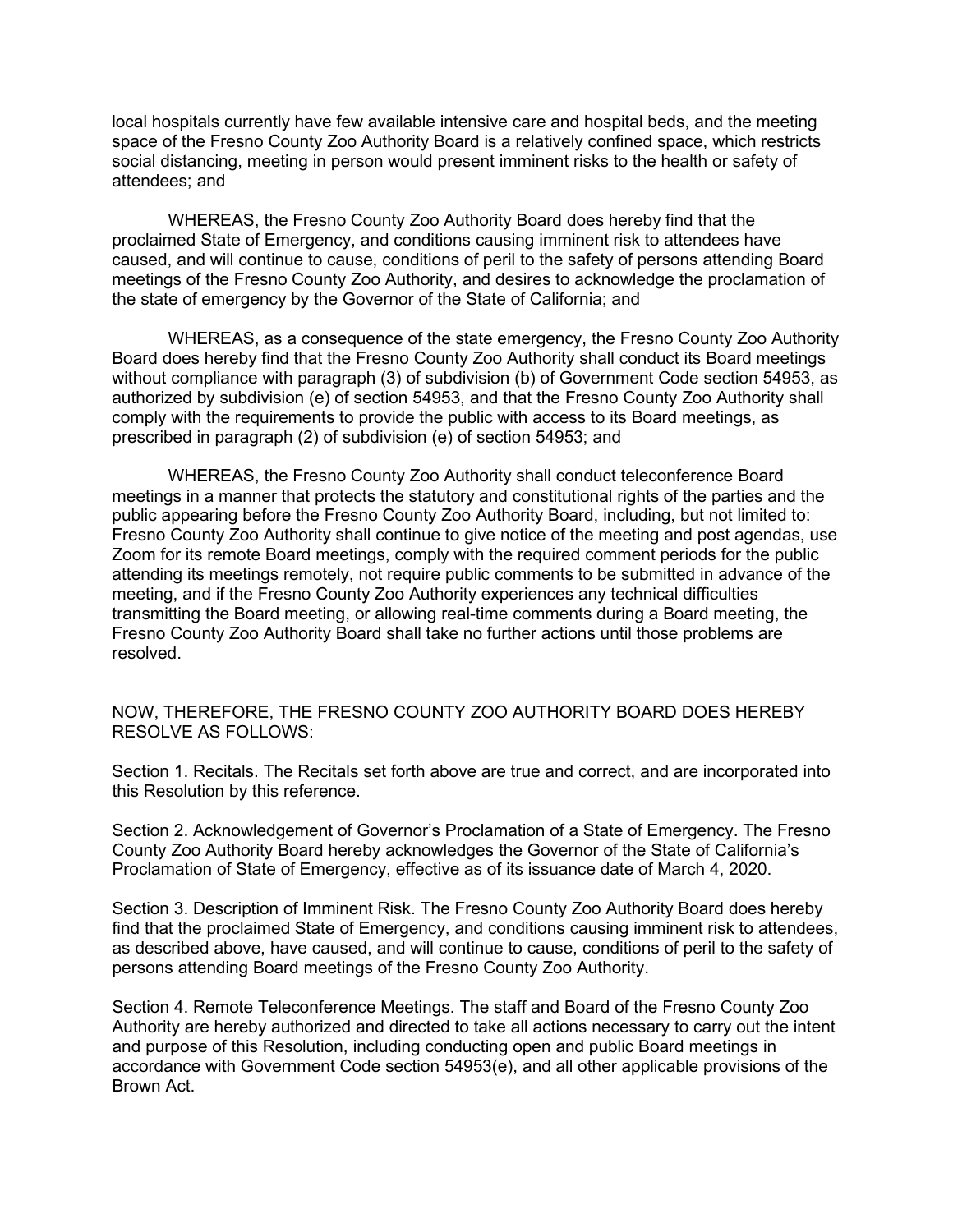local hospitals currently have few available intensive care and hospital beds, and the meeting space of the Fresno County Zoo Authority Board is a relatively confined space, which restricts social distancing, meeting in person would present imminent risks to the health or safety of attendees; and

WHEREAS, the Fresno County Zoo Authority Board does hereby find that the proclaimed State of Emergency, and conditions causing imminent risk to attendees have caused, and will continue to cause, conditions of peril to the safety of persons attending Board meetings of the Fresno County Zoo Authority, and desires to acknowledge the proclamation of the state of emergency by the Governor of the State of California; and

WHEREAS, as a consequence of the state emergency, the Fresno County Zoo Authority Board does hereby find that the Fresno County Zoo Authority shall conduct its Board meetings without compliance with paragraph (3) of subdivision (b) of Government Code section 54953, as authorized by subdivision (e) of section 54953, and that the Fresno County Zoo Authority shall comply with the requirements to provide the public with access to its Board meetings, as prescribed in paragraph (2) of subdivision (e) of section 54953; and

WHEREAS, the Fresno County Zoo Authority shall conduct teleconference Board meetings in a manner that protects the statutory and constitutional rights of the parties and the public appearing before the Fresno County Zoo Authority Board, including, but not limited to: Fresno County Zoo Authority shall continue to give notice of the meeting and post agendas, use Zoom for its remote Board meetings, comply with the required comment periods for the public attending its meetings remotely, not require public comments to be submitted in advance of the meeting, and if the Fresno County Zoo Authority experiences any technical difficulties transmitting the Board meeting, or allowing real-time comments during a Board meeting, the Fresno County Zoo Authority Board shall take no further actions until those problems are resolved.

NOW, THEREFORE, THE FRESNO COUNTY ZOO AUTHORITY BOARD DOES HEREBY RESOLVE AS FOLLOWS:

Section 1. Recitals. The Recitals set forth above are true and correct, and are incorporated into this Resolution by this reference.

Section 2. Acknowledgement of Governor's Proclamation of a State of Emergency. The Fresno County Zoo Authority Board hereby acknowledges the Governor of the State of California's Proclamation of State of Emergency, effective as of its issuance date of March 4, 2020.

Section 3. Description of Imminent Risk. The Fresno County Zoo Authority Board does hereby find that the proclaimed State of Emergency, and conditions causing imminent risk to attendees, as described above, have caused, and will continue to cause, conditions of peril to the safety of persons attending Board meetings of the Fresno County Zoo Authority.

Section 4. Remote Teleconference Meetings. The staff and Board of the Fresno County Zoo Authority are hereby authorized and directed to take all actions necessary to carry out the intent and purpose of this Resolution, including conducting open and public Board meetings in accordance with Government Code section 54953(e), and all other applicable provisions of the Brown Act.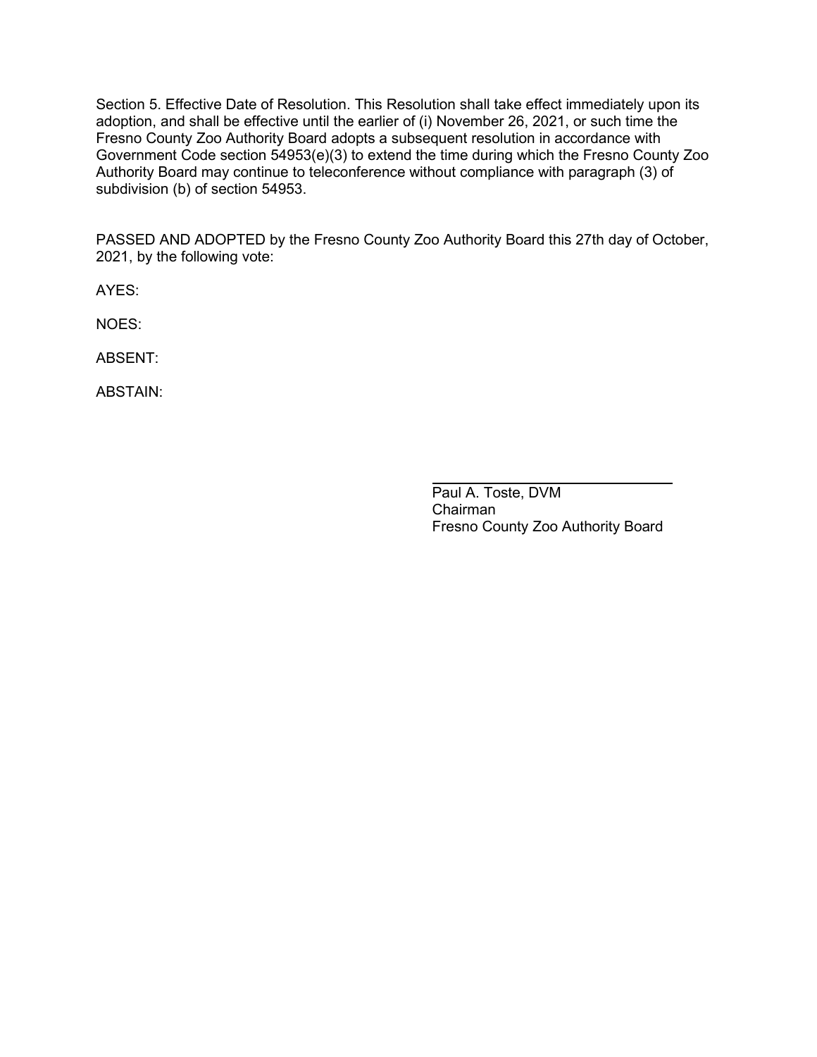Section 5. Effective Date of Resolution. This Resolution shall take effect immediately upon its adoption, and shall be effective until the earlier of (i) November 26, 2021, or such time the Fresno County Zoo Authority Board adopts a subsequent resolution in accordance with Government Code section 54953(e)(3) to extend the time during which the Fresno County Zoo Authority Board may continue to teleconference without compliance with paragraph (3) of subdivision (b) of section 54953.

PASSED AND ADOPTED by the Fresno County Zoo Authority Board this 27th day of October, 2021, by the following vote:

AYES:

NOES:

ABSENT:

ABSTAIN:

Paul A. Toste, DVM
Chairman
Fresno County Zoo Authority Board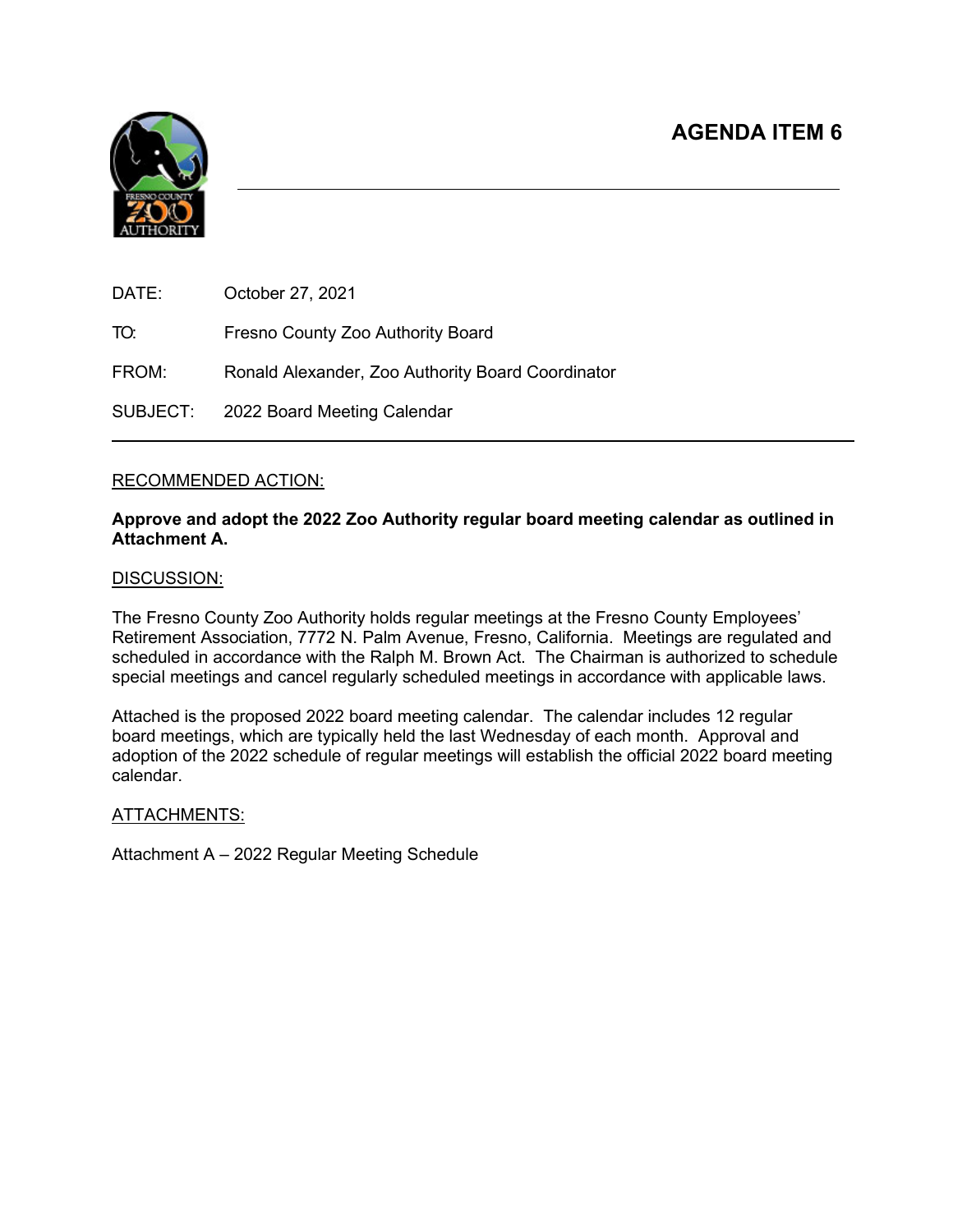# AGENDA ITEM 6

DATE: October 27, 2021

TO: Fresno County Zoo Authority Board

FROM: Ronald Alexander, Zoo Authority Board Coordinator

SUBJECT: 2022 Board Meeting Calendar

---

## RECOMMENDED ACTION:

**Approve and adopt the 2022 Zoo Authority regular board meeting calendar as outlined in Attachment A.**

## DISCUSSION:

The Fresno County Zoo Authority holds regular meetings at the Fresno County Employees' Retirement Association, 7772 N. Palm Avenue, Fresno, California. Meetings are regulated and scheduled in accordance with the Ralph M. Brown Act. The Chairman is authorized to schedule special meetings and cancel regularly scheduled meetings in accordance with applicable laws.

Attached is the proposed 2022 board meeting calendar. The calendar includes 12 regular board meetings, which are typically held the last Wednesday of each month. Approval and adoption of the 2022 schedule of regular meetings will establish the official 2022 board meeting calendar.

## ATTACHMENTS:

Attachment A – 2022 Regular Meeting Schedule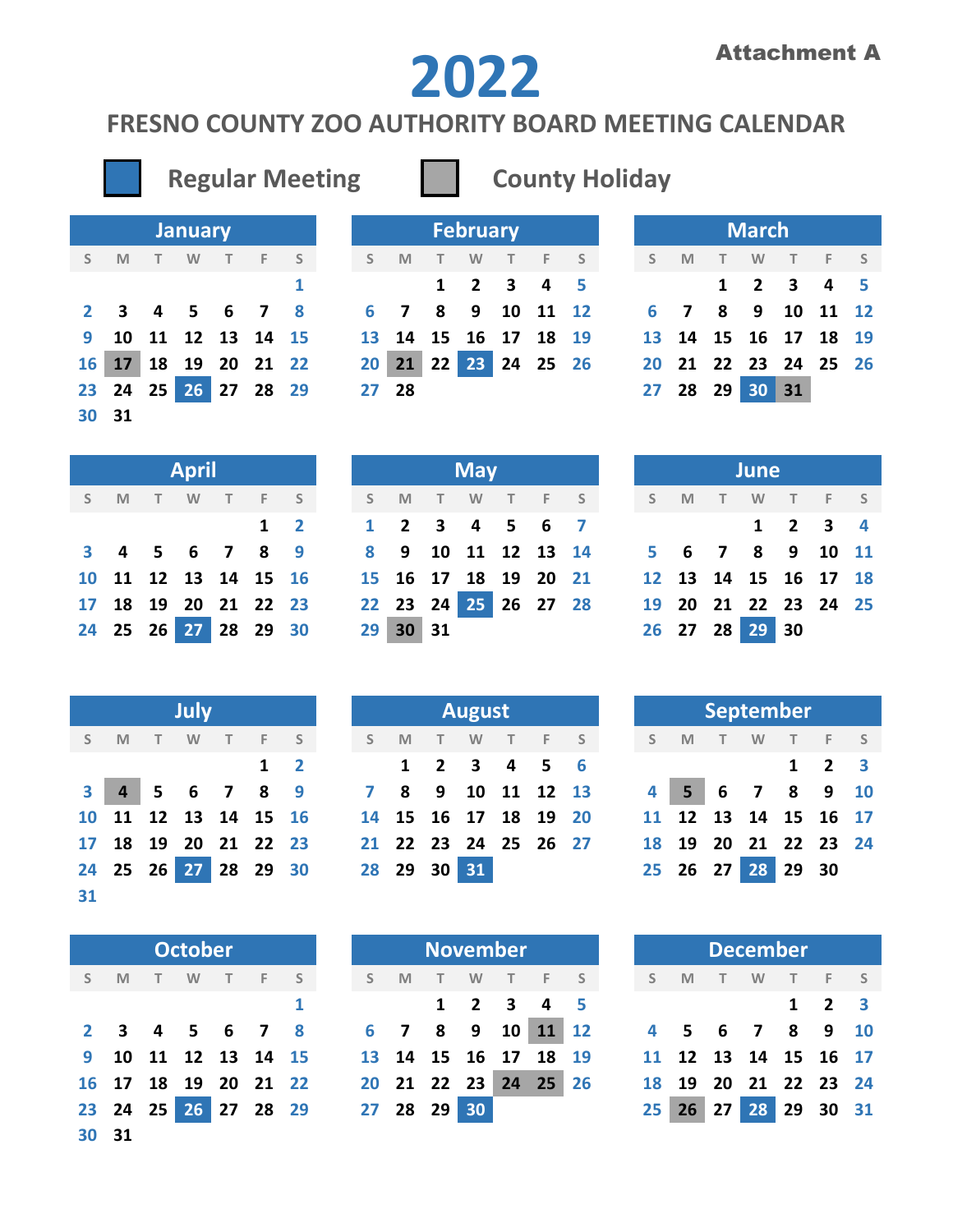Attachment A

# 2022

## FRESNO COUNTY ZOO AUTHORITY BOARD MEETING CALENDAR

Regular Meeting | County Holiday

### January

| S | M | T | W | T | F | S |
|---|---|---|---|---|---|---|
| | | | | | | 1 |
| 2 | 3 | 4 | 5 | 6 | 7 | 8 |
| 9 | 10 | 11 | 12 | 13 | 14 | 15 |
| 16 | 17 (County Holiday) | 18 | 19 | 20 | 21 | 22 |
| 23 | 24 | 25 | 26 (Regular Meeting) | 27 | 28 | 29 |
| 30 | 31 | | | | | |

### February

| S | M | T | W | T | F | S |
|---|---|---|---|---|---|---|
| | | 1 | 2 | 3 | 4 | 5 |
| 6 | 7 | 8 | 9 | 10 | 11 | 12 |
| 13 | 14 | 15 | 16 | 17 | 18 | 19 |
| 20 | 21 (County Holiday) | 22 | 23 (Regular Meeting) | 24 | 25 | 26 |
| 27 | 28 | | | | | |

### March

| S | M | T | W | T | F | S |
|---|---|---|---|---|---|---|
| | | 1 | 2 | 3 | 4 | 5 |
| 6 | 7 | 8 | 9 | 10 | 11 | 12 |
| 13 | 14 | 15 | 16 | 17 | 18 | 19 |
| 20 | 21 | 22 | 23 | 24 | 25 | 26 |
| 27 | 28 | 29 | 30 (Regular Meeting) | 31 (County Holiday) | | |

### April

| S | M | T | W | T | F | S |
|---|---|---|---|---|---|---|
| | | | | | 1 | 2 |
| 3 | 4 | 5 | 6 | 7 | 8 | 9 |
| 10 | 11 | 12 | 13 | 14 | 15 | 16 |
| 17 | 18 | 19 | 20 | 21 | 22 | 23 |
| 24 | 25 | 26 | 27 (Regular Meeting) | 28 | 29 | 30 |

### May

| S | M | T | W | T | F | S |
|---|---|---|---|---|---|---|
| 1 | 2 | 3 | 4 | 5 | 6 | 7 |
| 8 | 9 | 10 | 11 | 12 | 13 | 14 |
| 15 | 16 | 17 | 18 | 19 | 20 | 21 |
| 22 | 23 | 24 | 25 (Regular Meeting) | 26 | 27 | 28 |
| 29 | 30 (County Holiday) | 31 | | | | |

### June

| S | M | T | W | T | F | S |
|---|---|---|---|---|---|---|
| | | | 1 | 2 | 3 | 4 |
| 5 | 6 | 7 | 8 | 9 | 10 | 11 |
| 12 | 13 | 14 | 15 | 16 | 17 | 18 |
| 19 | 20 | 21 | 22 | 23 | 24 | 25 |
| 26 | 27 | 28 | 29 (Regular Meeting) | 30 | | |

### July

| S | M | T | W | T | F | S |
|---|---|---|---|---|---|---|
| | | | | | 1 | 2 |
| 3 | 4 (County Holiday) | 5 | 6 | 7 | 8 | 9 |
| 10 | 11 | 12 | 13 | 14 | 15 | 16 |
| 17 | 18 | 19 | 20 | 21 | 22 | 23 |
| 24 | 25 | 26 | 27 (Regular Meeting) | 28 | 29 | 30 |
| 31 | | | | | | |

### August

| S | M | T | W | T | F | S |
|---|---|---|---|---|---|---|
| | 1 | 2 | 3 | 4 | 5 | 6 |
| 7 | 8 | 9 | 10 | 11 | 12 | 13 |
| 14 | 15 | 16 | 17 | 18 | 19 | 20 |
| 21 | 22 | 23 | 24 | 25 | 26 | 27 |
| 28 | 29 | 30 | 31 (Regular Meeting) | | | |

### September

| S | M | T | W | T | F | S |
|---|---|---|---|---|---|---|
| | | | | 1 | 2 | 3 |
| 4 | 5 (County Holiday) | 6 | 7 | 8 | 9 | 10 |
| 11 | 12 | 13 | 14 | 15 | 16 | 17 |
| 18 | 19 | 20 | 21 | 22 | 23 | 24 |
| 25 | 26 | 27 | 28 (Regular Meeting) | 29 | 30 | |

### October

| S | M | T | W | T | F | S |
|---|---|---|---|---|---|---|
| | | | | | | 1 |
| 2 | 3 | 4 | 5 | 6 | 7 | 8 |
| 9 | 10 | 11 | 12 | 13 | 14 | 15 |
| 16 | 17 | 18 | 19 | 20 | 21 | 22 |
| 23 | 24 | 25 | 26 (Regular Meeting) | 27 | 28 | 29 |
| 30 | 31 | | | | | |

### November

| S | M | T | W | T | F | S |
|---|---|---|---|---|---|---|
| | | 1 | 2 | 3 | 4 | 5 |
| 6 | 7 | 8 | 9 | 10 | 11 (County Holiday) | 12 |
| 13 | 14 | 15 | 16 | 17 | 18 | 19 |
| 20 | 21 | 22 | 23 | 24 (County Holiday) | 25 (County Holiday) | 26 |
| 27 | 28 | 29 | 30 (Regular Meeting) | | | |

### December

| S | M | T | W | T | F | S |
|---|---|---|---|---|---|---|
| | | | | 1 | 2 | 3 |
| 4 | 5 | 6 | 7 | 8 | 9 | 10 |
| 11 | 12 | 13 | 14 | 15 | 16 | 17 |
| 18 | 19 | 20 | 21 | 22 | 23 | 24 |
| 25 | 26 (County Holiday) | 27 | 28 (Regular Meeting) | 29 | 30 | 31 |